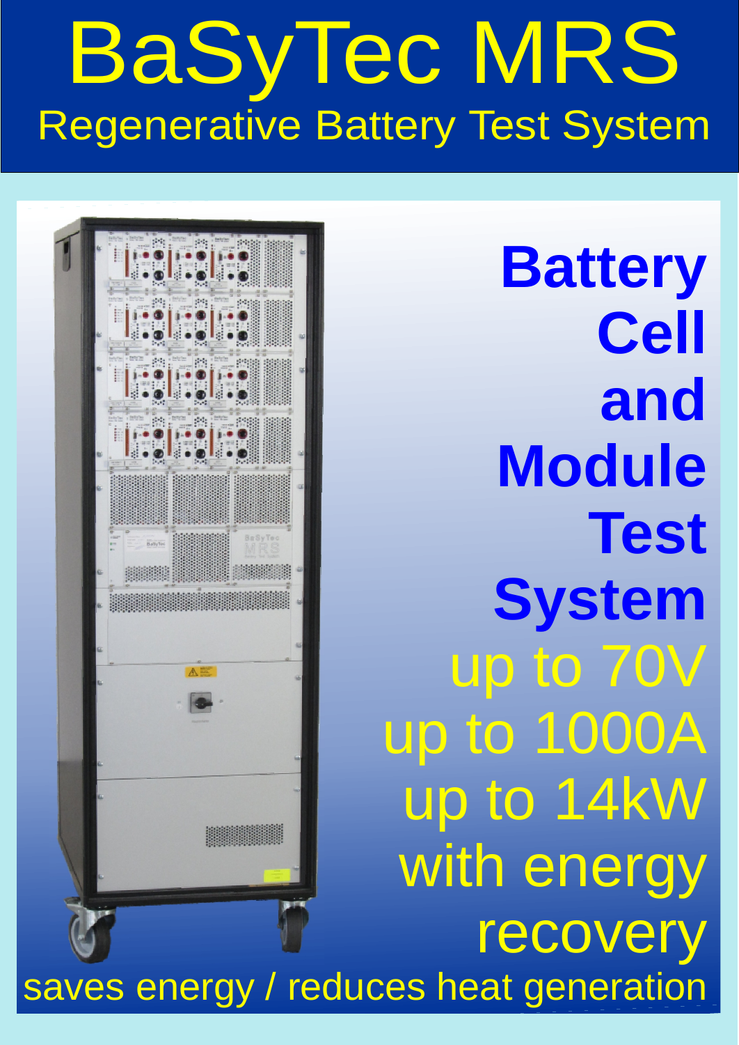# BaSyTec MRS

## Regenerative Battery Test System

**Battery Cell and Module Test System**

up to 70V
up to 1000A
up to 14kW
with energy recovery

saves energy / reduces heat generation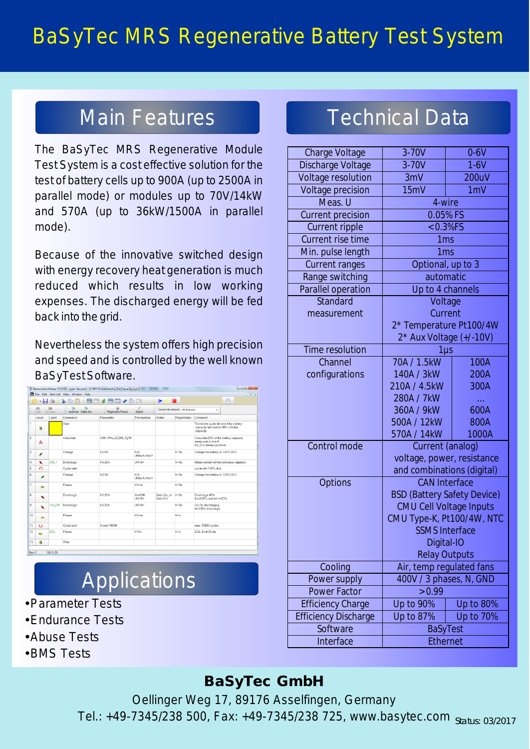# BaSyTec MRS Regenerative Battery Test System

## Main Features

The BaSyTec MRS Regenerative Module Test System is a cost effective solution for the test of battery cells up to 900A (up to 2500A in parallel mode) or modules up to 70V/14kW and 570A (up to 36kW/1500A in parallel mode).

Because of the innovative switched design with energy recovery heat generation is much reduced which results in low working expenses. The discharged energy will be fed back into the grid.

Nevertheless the system offers high precision and speed and is controlled by the well known BaSyTest Software.

## Applications

- Parameter Tests
- Endurance Tests
- Abuse Tests
- BMS Tests

## Technical Data

| | | |
|---|---|---|
| Charge Voltage | 3-70V | 0-6V |
| Discharge Voltage | 3-70V | 1-6V |
| Voltage resolution | 3mV | 200uV |
| Voltage precision | 15mV | 1mV |
| Meas. U | 4-wire | |
| Current precision | 0.05% FS | |
| Current ripple | <0.3%FS | |
| Current rise time | 1ms | |
| Min. pulse length | 1ms | |
| Current ranges | Optional, up to 3 | |
| Range switching | automatic | |
| Parallel operation | Up to 4 channels | |
| Standard measurement | Voltage<br>Current<br>2* Temperature Pt100/4W<br>2* Aux Voltage (+/-10V) | |
| Time resolution | 1µs | |
| Channel configurations | 70A / 1.5kW<br>140A / 3kW<br>210A / 4.5kW<br>280A / 7kW<br>360A / 9kW<br>500A / 12kW<br>570A / 14kW | 100A<br>200A<br>300A<br>...<br>600A<br>800A<br>1000A |
| Control mode | Current (analog)<br>voltage, power, resistance and combinations (digital) | |
| Options | CAN Interface<br>BSD (Battery Safety Device)<br>CMU Cell Voltage Inputs<br>CMU Type-K, Pt100/4W, NTC<br>SSMS Interface<br>Digital-IO<br>Relay Outputs | |
| Cooling | Air, temp regulated fans | |
| Power supply | 400V / 3 phases, N, GND | |
| Power Factor | >0.99 | |
| Efficiency Charge | Up to 90% | Up to 80% |
| Efficiency Discharge | Up to 87% | Up to 70% |
| Software | BaSyTest | |
| Interface | Ethernet | |

**BaSyTec GmbH**

Oellinger Weg 17, 89176 Asselfingen, Germany

Tel.: +49-7345/238 500, Fax: +49-7345/238 725, www.basytec.com

Status: 03/2017